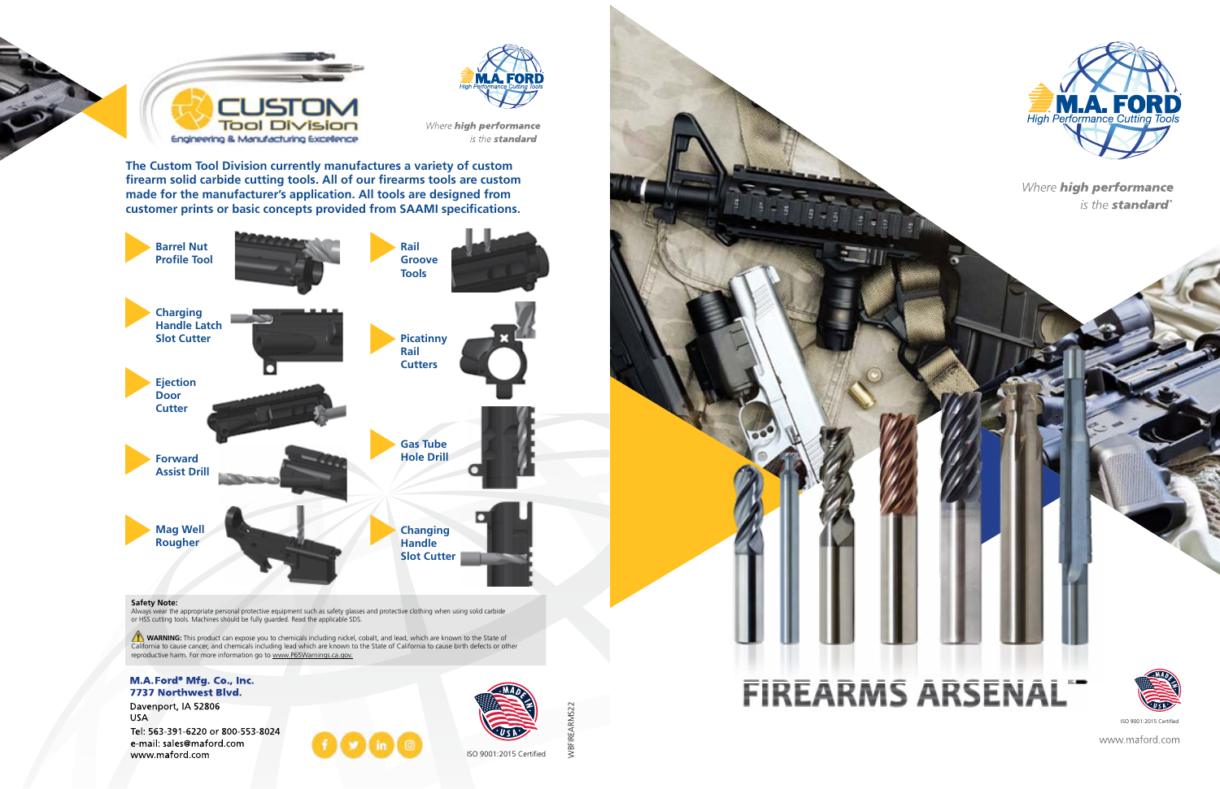# CUSTOM Tool Division

Engineering & Manufacturing Excellence

M.A. FORD High Performance Cutting Tools

*Where **high performance** is the **standard***

**The Custom Tool Division currently manufactures a variety of custom firearm solid carbide cutting tools. All of our firearms tools are custom made for the manufacturer's application. All tools are designed from customer prints or basic concepts provided from SAAMI specifications.**

- **Barrel Nut Profile Tool**
- **Charging Handle Latch Slot Cutter**
- **Ejection Door Cutter**
- **Forward Assist Drill**
- **Mag Well Rougher**
- **Rail Groove Tools**
- **Picatinny Rail Cutters**
- **Gas Tube Hole Drill**
- **Changing Handle Slot Cutter**

**Safety Note:**
Always wear the appropriate personal protective equipment such as safety glasses and protective clothing when using solid carbide or HSS cutting tools. Machines should be fully guarded. Read the applicable SDS.

**WARNING:** This product can expose you to chemicals including nickel, cobalt, and lead, which are known to the State of California to cause cancer, and chemicals including lead which are known to the State of California to cause birth defects or other reproductive harm. For more information go to www.P65Warnings.ca.gov.

**M.A.Ford® Mfg. Co., Inc.**
**7737 Northwest Blvd.**
Davenport, IA 52806
USA
Tel: 563-391-6220 or 800-553-8024
e-mail: sales@maford.com
www.maford.com

MADE IN USA

ISO 9001:2015 Certified

WBFIREARMS22

M.A. FORD High Performance Cutting Tools

*Where **high performance** is the **standard**®*

# FIREARMS ARSENAL™

MADE IN USA

ISO 9001:2015 Certified

www.maford.com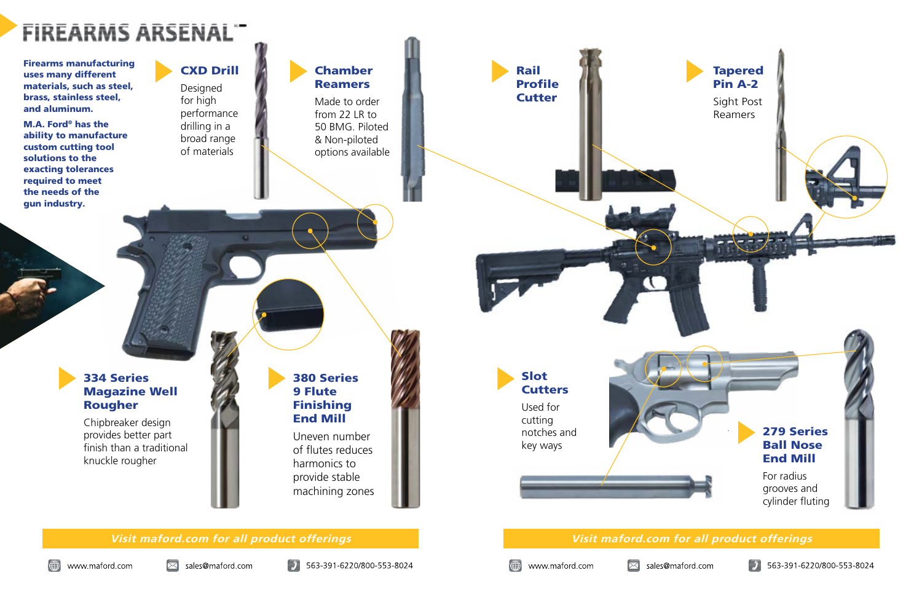# FIREARMS ARSENAL

**Firearms manufacturing uses many different materials, such as steel, brass, stainless steel, and aluminum.**

**M.A. Ford® has the ability to manufacture custom cutting tool solutions to the exacting tolerances required to meet the needs of the gun industry.**

## CXD Drill

Designed for high performance drilling in a broad range of materials

## Chamber Reamers

Made to order from 22 LR to 50 BMG. Piloted & Non-piloted options available

## Rail Profile Cutter

## Tapered Pin A-2

Sight Post Reamers

## 334 Series Magazine Well Rougher

Chipbreaker design provides better part finish than a traditional knuckle rougher

## 380 Series 9 Flute Finishing End Mill

Uneven number of flutes reduces harmonics to provide stable machining zones

## Slot Cutters

Used for cutting notches and key ways

## 279 Series Ball Nose End Mill

For radius grooves and cylinder fluting

*Visit maford.com for all product offerings*

www.maford.com sales@maford.com 563-391-6220/800-553-8024

*Visit maford.com for all product offerings*

www.maford.com sales@maford.com 563-391-6220/800-553-8024